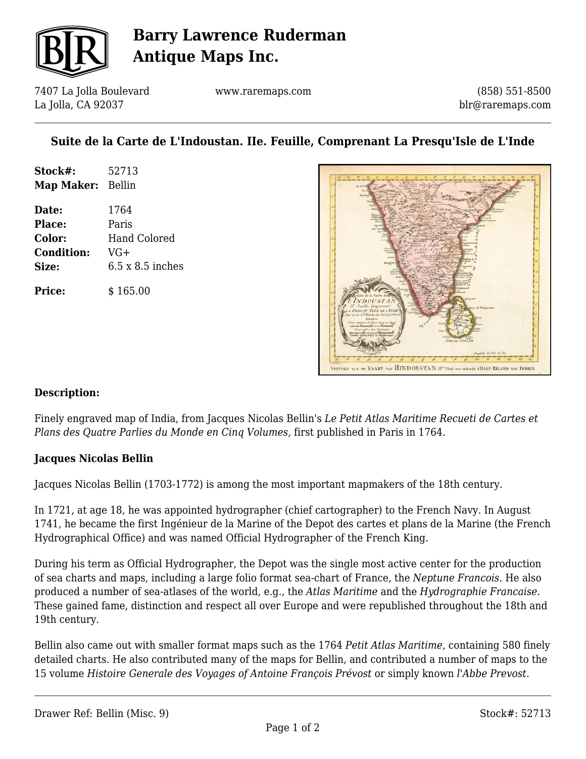# Barry Lawrence Ruderman Antique Maps Inc.

7407 La Jolla Boulevard
La Jolla, CA 92037

www.raremaps.com

(858) 551-8500
blr@raremaps.com

## Suite de la Carte de L'Indoustan. IIe. Feuille, Comprenant La Presqu'Isle de L'Inde

| | |
|---|---|
| **Stock#:** | 52713 |
| **Map Maker:** | Bellin |
| **Date:** | 1764 |
| **Place:** | Paris |
| **Color:** | Hand Colored |
| **Condition:** | VG+ |
| **Size:** | 6.5 x 8.5 inches |
| **Price:** | $ 165.00 |

### Description:

Finely engraved map of India, from Jacques Nicolas Bellin's *Le Petit Atlas Maritime Recueti de Cartes et Plans des Quatre Parlies du Monde en Cinq Volumes,* first published in Paris in 1764.

### Jacques Nicolas Bellin

Jacques Nicolas Bellin (1703-1772) is among the most important mapmakers of the 18th century.

In 1721, at age 18, he was appointed hydrographer (chief cartographer) to the French Navy. In August 1741, he became the first Ingénieur de la Marine of the Depot des cartes et plans de la Marine (the French Hydrographical Office) and was named Official Hydrographer of the French King.

During his term as Official Hydrographer, the Depot was the single most active center for the production of sea charts and maps, including a large folio format sea-chart of France, the *Neptune Francois*. He also produced a number of sea-atlases of the world, e.g., the *Atlas Maritime* and the *Hydrographie Francaise*. These gained fame, distinction and respect all over Europe and were republished throughout the 18th and 19th century.

Bellin also came out with smaller format maps such as the 1764 *Petit Atlas Maritime*, containing 580 finely detailed charts. He also contributed many of the maps for Bellin, and contributed a number of maps to the 15 volume *Histoire Generale des Voyages of Antoine François Prévost* or simply known *l'Abbe Prevost*.

Drawer Ref: Bellin (Misc. 9)

Stock#: 52713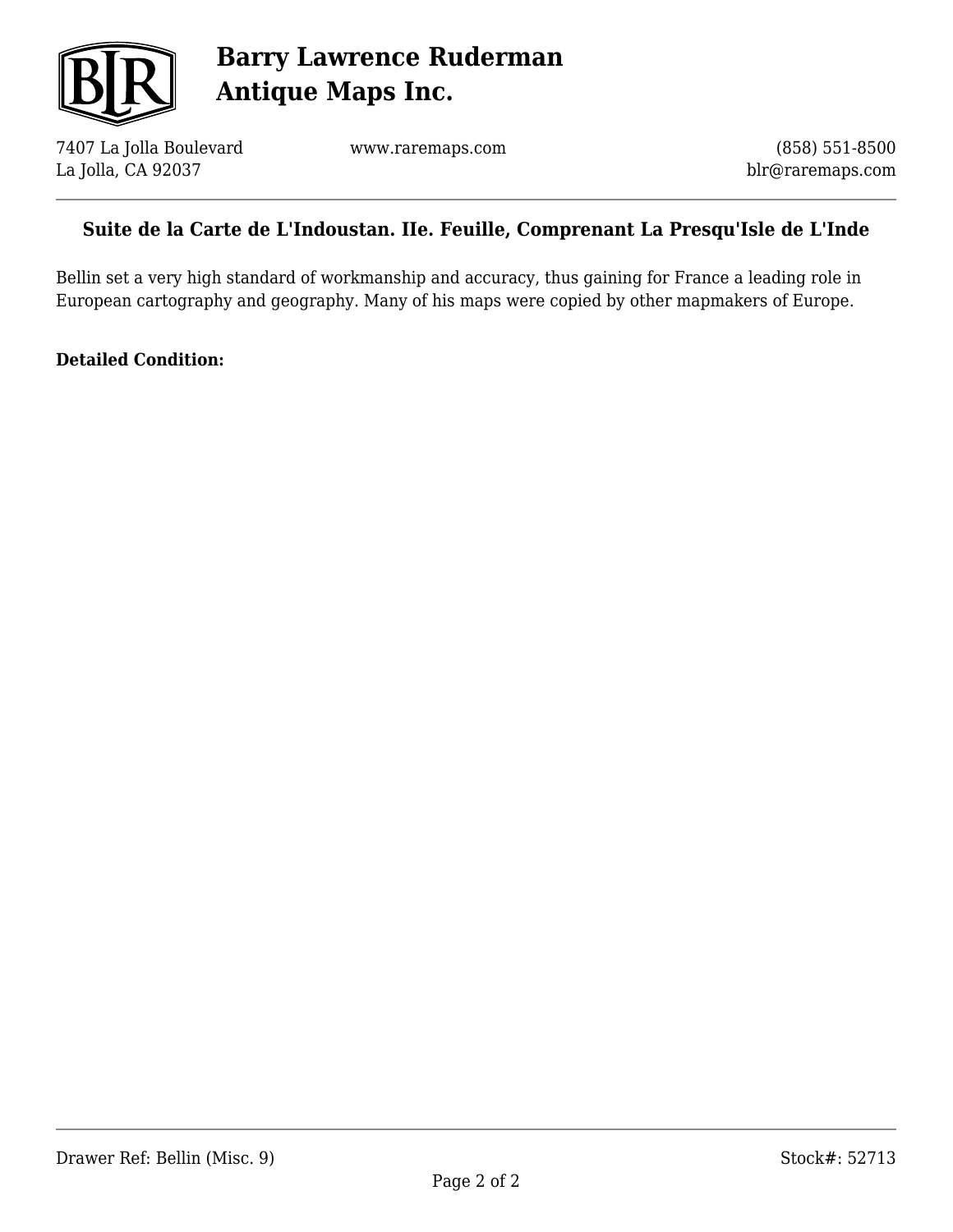## Suite de la Carte de L'Indoustan. IIe. Feuille, Comprenant La Presqu'Isle de L'Inde

Bellin set a very high standard of workmanship and accuracy, thus gaining for France a leading role in European cartography and geography. Many of his maps were copied by other mapmakers of Europe.

**Detailed Condition:**